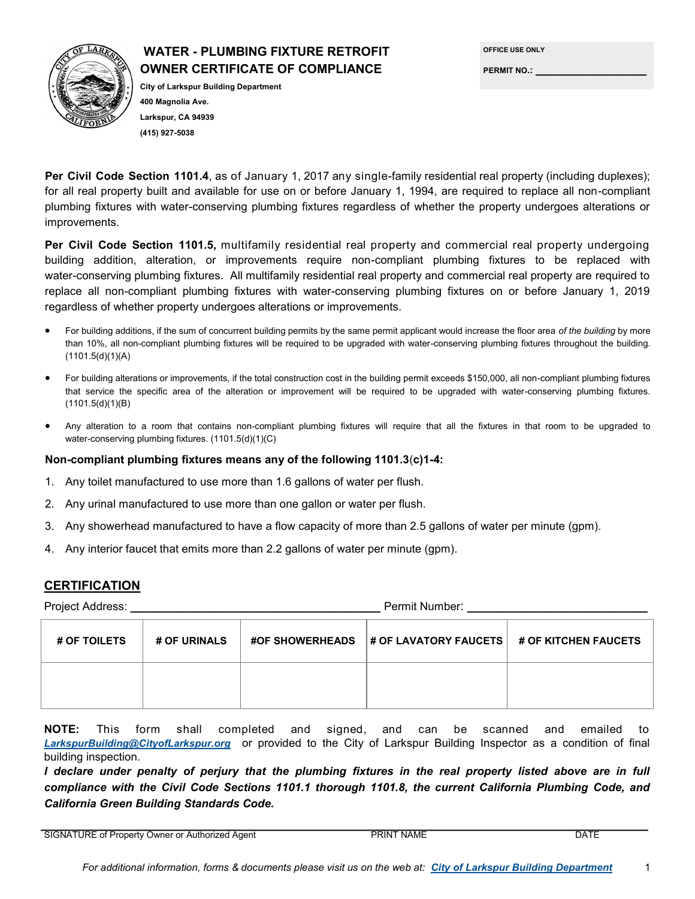# WATER - PLUMBING FIXTURE RETROFIT OWNER CERTIFICATE OF COMPLIANCE

**City of Larkspur Building Department**
**400 Magnolia Ave.**
**Larkspur, CA 94939**
**(415) 927-5038**

**OFFICE USE ONLY**

**PERMIT NO.:** ____________________

**Per Civil Code Section 1101.4**, as of January 1, 2017 any single-family residential real property (including duplexes); for all real property built and available for use on or before January 1, 1994, are required to replace all non-compliant plumbing fixtures with water-conserving plumbing fixtures regardless of whether the property undergoes alterations or improvements.

**Per Civil Code Section 1101.5,** multifamily residential real property and commercial real property undergoing building addition, alteration, or improvements require non-compliant plumbing fixtures to be replaced with water-conserving plumbing fixtures. All multifamily residential real property and commercial real property are required to replace all non-compliant plumbing fixtures with water-conserving plumbing fixtures on or before January 1, 2019 regardless of whether property undergoes alterations or improvements.

- For building additions, if the sum of concurrent building permits by the same permit applicant would increase the floor area *of the building* by more than 10%, all non-compliant plumbing fixtures will be required to be upgraded with water-conserving plumbing fixtures throughout the building. (1101.5(d)(1)(A)
- For building alterations or improvements, if the total construction cost in the building permit exceeds $150,000, all non-compliant plumbing fixtures that service the specific area of the alteration or improvement will be required to be upgraded with water-conserving plumbing fixtures. (1101.5(d)(1)(B)
- Any alteration to a room that contains non-compliant plumbing fixtures will require that all the fixtures in that room to be upgraded to water-conserving plumbing fixtures. (1101.5(d)(1)(C)

**Non-compliant plumbing fixtures means any of the following 1101.3(c)1-4:**

1. Any toilet manufactured to use more than 1.6 gallons of water per flush.
2. Any urinal manufactured to use more than one gallon or water per flush.
3. Any showerhead manufactured to have a flow capacity of more than 2.5 gallons of water per minute (gpm).
4. Any interior faucet that emits more than 2.2 gallons of water per minute (gpm).

## CERTIFICATION

Project Address: ______________________________________ Permit Number: ____________________________

| # OF TOILETS | # OF URINALS | #OF SHOWERHEADS | # OF LAVATORY FAUCETS | # OF KITCHEN FAUCETS |
|---|---|---|---|---|
| | | | | |

**NOTE:** This form shall completed and signed, and can be scanned and emailed to ***LarkspurBuilding@CityofLarkspur.org*** or provided to the City of Larkspur Building Inspector as a condition of final building inspection.

***I declare under penalty of perjury that the plumbing fixtures in the real property listed above are in full compliance with the Civil Code Sections 1101.1 thorough 1101.8, the current California Plumbing Code, and California Green Building Standards Code.***

SIGNATURE of Property Owner or Authorized Agent    PRINT NAME    DATE

*For additional information, forms & documents please visit us on the web at:* ***City of Larkspur Building Department***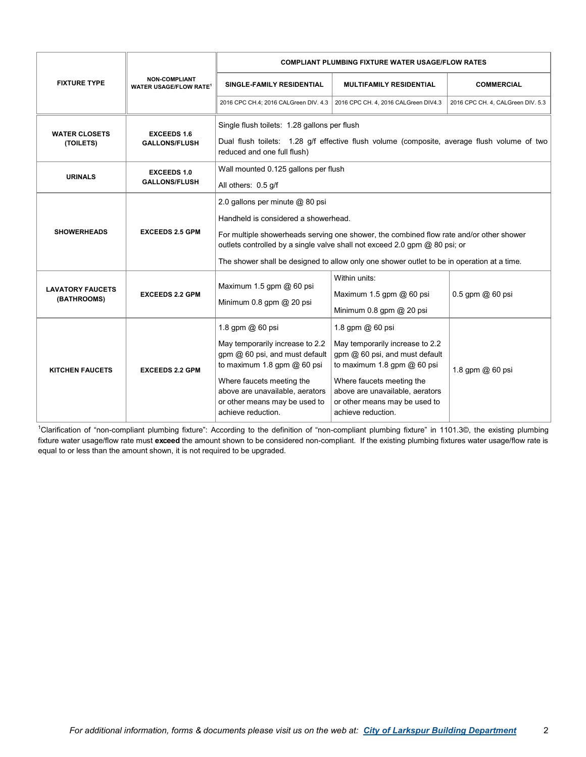| FIXTURE TYPE | NON-COMPLIANT WATER USAGE/FLOW RATE[1] | COMPLIANT PLUMBING FIXTURE WATER USAGE/FLOW RATES | | |
|---|---|---|---|---|
| | | SINGLE-FAMILY RESIDENTIAL | MULTIFAMILY RESIDENTIAL | COMMERCIAL |
| | | 2016 CPC CH.4; 2016 CALGreen DIV. 4.3 | 2016 CPC CH. 4, 2016 CALGreen DIV4.3 | 2016 CPC CH. 4, CALGreen DIV. 5.3 |
| WATER CLOSETS (TOILETS) | EXCEEDS 1.6 GALLONS/FLUSH | Single flush toilets: 1.28 gallons per flush<br><br>Dual flush toilets: 1.28 g/f effective flush volume (composite, average flush volume of two reduced and one full flush) | | |
| URINALS | EXCEEDS 1.0 GALLONS/FLUSH | Wall mounted 0.125 gallons per flush<br><br>All others: 0.5 g/f | | |
| SHOWERHEADS | EXCEEDS 2.5 GPM | 2.0 gallons per minute @ 80 psi<br><br>Handheld is considered a showerhead.<br><br>For multiple showerheads serving one shower, the combined flow rate and/or other shower outlets controlled by a single valve shall not exceed 2.0 gpm @ 80 psi; or<br><br>The shower shall be designed to allow only one shower outlet to be in operation at a time. | | |
| LAVATORY FAUCETS (BATHROOMS) | EXCEEDS 2.2 GPM | Maximum 1.5 gpm @ 60 psi<br><br>Minimum 0.8 gpm @ 20 psi | Within units:<br><br>Maximum 1.5 gpm @ 60 psi<br><br>Minimum 0.8 gpm @ 20 psi | 0.5 gpm @ 60 psi |
| KITCHEN FAUCETS | EXCEEDS 2.2 GPM | 1.8 gpm @ 60 psi<br><br>May temporarily increase to 2.2 gpm @ 60 psi, and must default to maximum 1.8 gpm @ 60 psi<br><br>Where faucets meeting the above are unavailable, aerators or other means may be used to achieve reduction. | 1.8 gpm @ 60 psi<br><br>May temporarily increase to 2.2 gpm @ 60 psi, and must default to maximum 1.8 gpm @ 60 psi<br><br>Where faucets meeting the above are unavailable, aerators or other means may be used to achieve reduction. | 1.8 gpm @ 60 psi |

[1]Clarification of "non-compliant plumbing fixture": According to the definition of "non-compliant plumbing fixture" in 1101.3©, the existing plumbing fixture water usage/flow rate must **exceed** the amount shown to be considered non-compliant. If the existing plumbing fixtures water usage/flow rate is equal to or less than the amount shown, it is not required to be upgraded.

*For additional information, forms & documents please visit us on the web at: [City of Larkspur Building Department]*